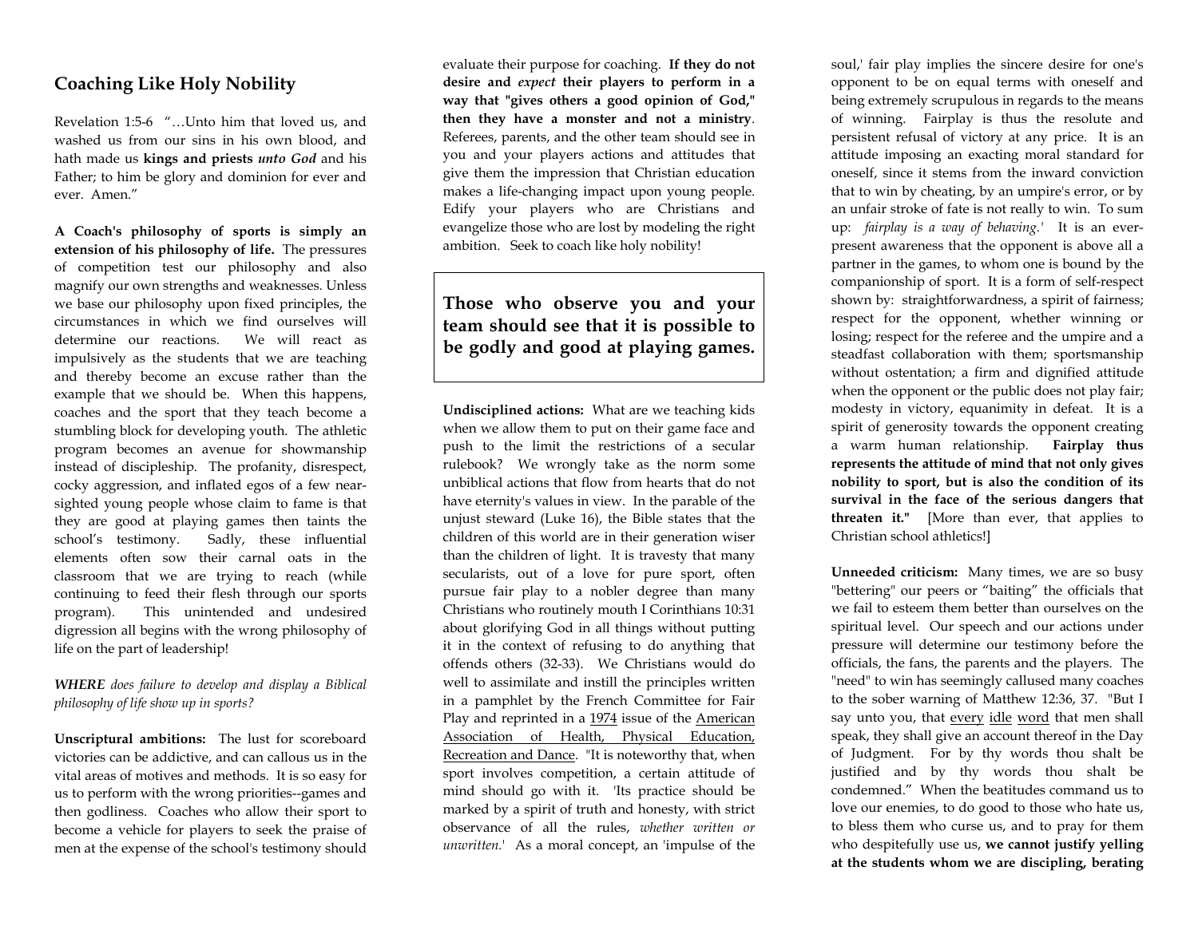## Coaching Like Holy Nobility

Revelation 1:5-6 "…Unto him that loved us, and washed us from our sins in his own blood, and hath made us **kings and priests *unto God*** and his Father; to him be glory and dominion for ever and ever. Amen."

**A Coach's philosophy of sports is simply an extension of his philosophy of life.** The pressures of competition test our philosophy and also magnify our own strengths and weaknesses. Unless we base our philosophy upon fixed principles, the circumstances in which we find ourselves will determine our reactions. We will react as impulsively as the students that we are teaching and thereby become an excuse rather than the example that we should be. When this happens, coaches and the sport that they teach become a stumbling block for developing youth. The athletic program becomes an avenue for showmanship instead of discipleship. The profanity, disrespect, cocky aggression, and inflated egos of a few near-sighted young people whose claim to fame is that they are good at playing games then taints the school's testimony. Sadly, these influential elements often sow their carnal oats in the classroom that we are trying to reach (while continuing to feed their flesh through our sports program). This unintended and undesired digression all begins with the wrong philosophy of life on the part of leadership!

***WHERE** does failure to develop and display a Biblical philosophy of life show up in sports?*

**Unscriptural ambitions:** The lust for scoreboard victories can be addictive, and can callous us in the vital areas of motives and methods. It is so easy for us to perform with the wrong priorities--games and then godliness. Coaches who allow their sport to become a vehicle for players to seek the praise of men at the expense of the school's testimony should evaluate their purpose for coaching. **If they do not desire and *expect* their players to perform in a way that "gives others a good opinion of God," then they have a monster and not a ministry**. Referees, parents, and the other team should see in you and your players actions and attitudes that give them the impression that Christian education makes a life-changing impact upon young people. Edify your players who are Christians and evangelize those who are lost by modeling the right ambition. Seek to coach like holy nobility!

> **Those who observe you and your team should see that it is possible to be godly and good at playing games.**

**Undisciplined actions:** What are we teaching kids when we allow them to put on their game face and push to the limit the restrictions of a secular rulebook? We wrongly take as the norm some unbiblical actions that flow from hearts that do not have eternity's values in view. In the parable of the unjust steward (Luke 16), the Bible states that the children of this world are in their generation wiser than the children of light. It is travesty that many secularists, out of a love for pure sport, often pursue fair play to a nobler degree than many Christians who routinely mouth I Corinthians 10:31 about glorifying God in all things without putting it in the context of refusing to do anything that offends others (32-33). We Christians would do well to assimilate and instill the principles written in a pamphlet by the French Committee for Fair Play and reprinted in a <u>1974</u> issue of the <u>American Association of Health, Physical Education, Recreation and Dance</u>. "It is noteworthy that, when sport involves competition, a certain attitude of mind should go with it. 'Its practice should be marked by a spirit of truth and honesty, with strict observance of all the rules, *whether written or unwritten.*' As a moral concept, an 'impulse of the soul,' fair play implies the sincere desire for one's opponent to be on equal terms with oneself and being extremely scrupulous in regards to the means of winning. Fairplay is thus the resolute and persistent refusal of victory at any price. It is an attitude imposing an exacting moral standard for oneself, since it stems from the inward conviction that to win by cheating, by an umpire's error, or by an unfair stroke of fate is not really to win. To sum up: *fairplay is a way of behaving.*' It is an ever-present awareness that the opponent is above all a partner in the games, to whom one is bound by the companionship of sport. It is a form of self-respect shown by: straightforwardness, a spirit of fairness; respect for the opponent, whether winning or losing; respect for the referee and the umpire and a steadfast collaboration with them; sportsmanship without ostentation; a firm and dignified attitude when the opponent or the public does not play fair; modesty in victory, equanimity in defeat. It is a spirit of generosity towards the opponent creating a warm human relationship. **Fairplay thus represents the attitude of mind that not only gives nobility to sport, but is also the condition of its survival in the face of the serious dangers that threaten it."** [More than ever, that applies to Christian school athletics!]

**Unneeded criticism:** Many times, we are so busy "bettering" our peers or "baiting" the officials that we fail to esteem them better than ourselves on the spiritual level. Our speech and our actions under pressure will determine our testimony before the officials, the fans, the parents and the players. The "need" to win has seemingly callused many coaches to the sober warning of Matthew 12:36, 37. "But I say unto you, that <u>every</u> <u>idle</u> <u>word</u> that men shall speak, they shall give an account thereof in the Day of Judgment. For by thy words thou shalt be justified and by thy words thou shalt be condemned." When the beatitudes command us to love our enemies, to do good to those who hate us, to bless them who curse us, and to pray for them who despitefully use us, **we cannot justify yelling at the students whom we are discipling, berating**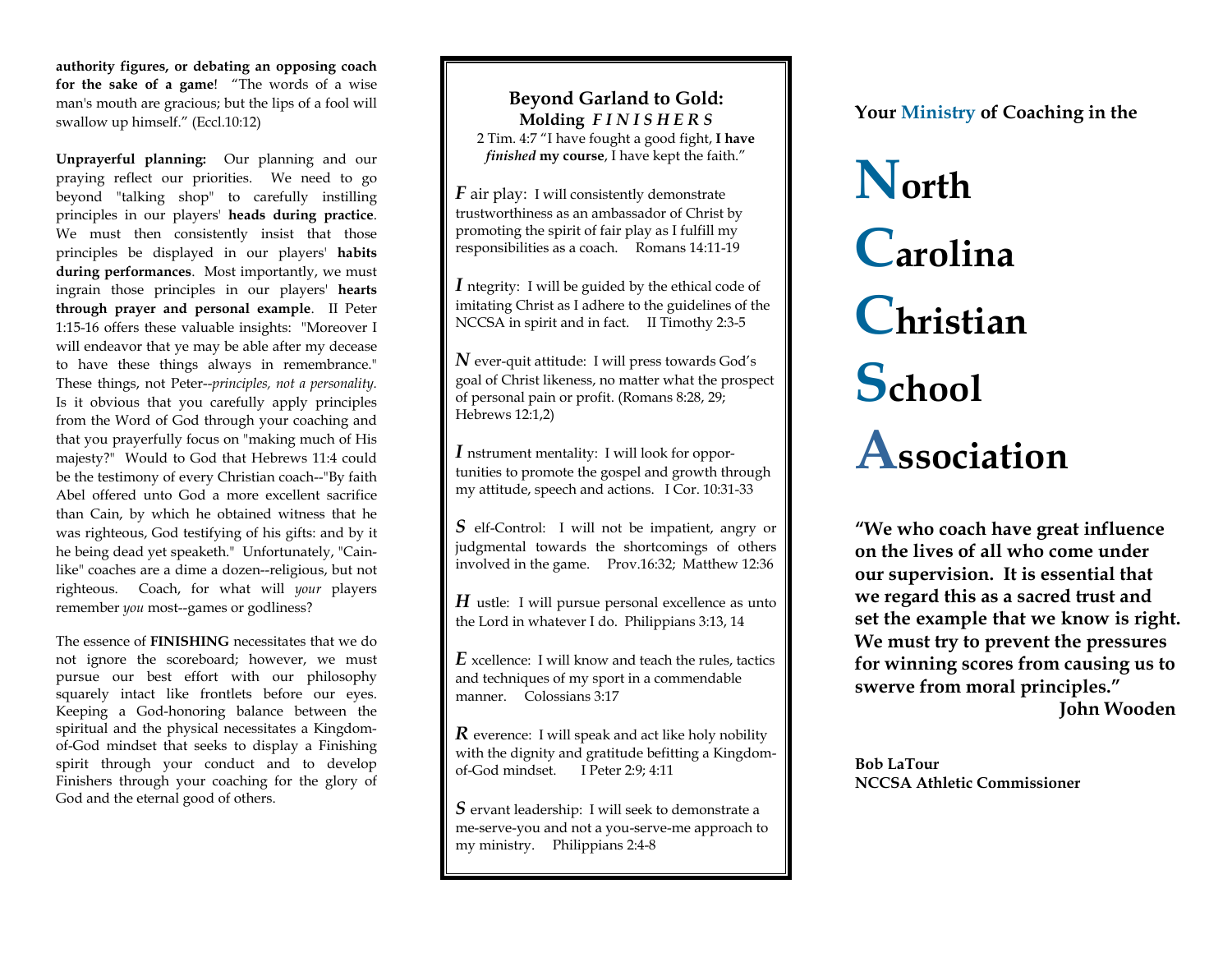**authority figures, or debating an opposing coach for the sake of a game**! "The words of a wise man's mouth are gracious; but the lips of a fool will swallow up himself." (Eccl.10:12)

**Unprayerful planning:** Our planning and our praying reflect our priorities. We need to go beyond "talking shop" to carefully instilling principles in our players' **heads during practice**. We must then consistently insist that those principles be displayed in our players' **habits during performances**. Most importantly, we must ingrain those principles in our players' **hearts through prayer and personal example**. II Peter 1:15-16 offers these valuable insights: "Moreover I will endeavor that ye may be able after my decease to have these things always in remembrance." These things, not Peter--*principles, not a personality.* Is it obvious that you carefully apply principles from the Word of God through your coaching and that you prayerfully focus on "making much of His majesty?" Would to God that Hebrews 11:4 could be the testimony of every Christian coach--"By faith Abel offered unto God a more excellent sacrifice than Cain, by which he obtained witness that he was righteous, God testifying of his gifts: and by it he being dead yet speaketh." Unfortunately, "Cain-like" coaches are a dime a dozen--religious, but not righteous. Coach, for what will *your* players remember *you* most--games or godliness?

The essence of **FINISHING** necessitates that we do not ignore the scoreboard; however, we must pursue our best effort with our philosophy squarely intact like frontlets before our eyes. Keeping a God-honoring balance between the spiritual and the physical necessitates a Kingdom-of-God mindset that seeks to display a Finishing spirit through your conduct and to develop Finishers through your coaching for the glory of God and the eternal good of others.

## Beyond Garland to Gold:
### Molding *F I N I S H E R S*

2 Tim. 4:7 "I have fought a good fight, **I have *finished* my course**, I have kept the faith."

***F*** air play: I will consistently demonstrate trustworthiness as an ambassador of Christ by promoting the spirit of fair play as I fulfill my responsibilities as a coach. Romans 14:11-19

***I*** ntegrity: I will be guided by the ethical code of imitating Christ as I adhere to the guidelines of the NCCSA in spirit and in fact. II Timothy 2:3-5

***N*** ever-quit attitude: I will press towards God's goal of Christ likeness, no matter what the prospect of personal pain or profit. (Romans 8:28, 29; Hebrews 12:1,2)

***I*** nstrument mentality: I will look for opportunities to promote the gospel and growth through my attitude, speech and actions. I Cor. 10:31-33

***S*** elf-Control: I will not be impatient, angry or judgmental towards the shortcomings of others involved in the game. Prov.16:32; Matthew 12:36

***H*** ustle: I will pursue personal excellence as unto the Lord in whatever I do. Philippians 3:13, 14

***E*** xcellence: I will know and teach the rules, tactics and techniques of my sport in a commendable manner. Colossians 3:17

***R*** everence: I will speak and act like holy nobility with the dignity and gratitude befitting a Kingdom-of-God mindset. I Peter 2:9; 4:11

***S*** ervant leadership: I will seek to demonstrate a me-serve-you and not a you-serve-me approach to my ministry. Philippians 2:4-8

**Your Ministry of Coaching in the**

# North
# Carolina
# Christian
# School
# Association

**"We who coach have great influence on the lives of all who come under our supervision. It is essential that we regard this as a sacred trust and set the example that we know is right. We must try to prevent the pressures for winning scores from causing us to swerve from moral principles."**
**John Wooden**

**Bob LaTour**
**NCCSA Athletic Commissioner**